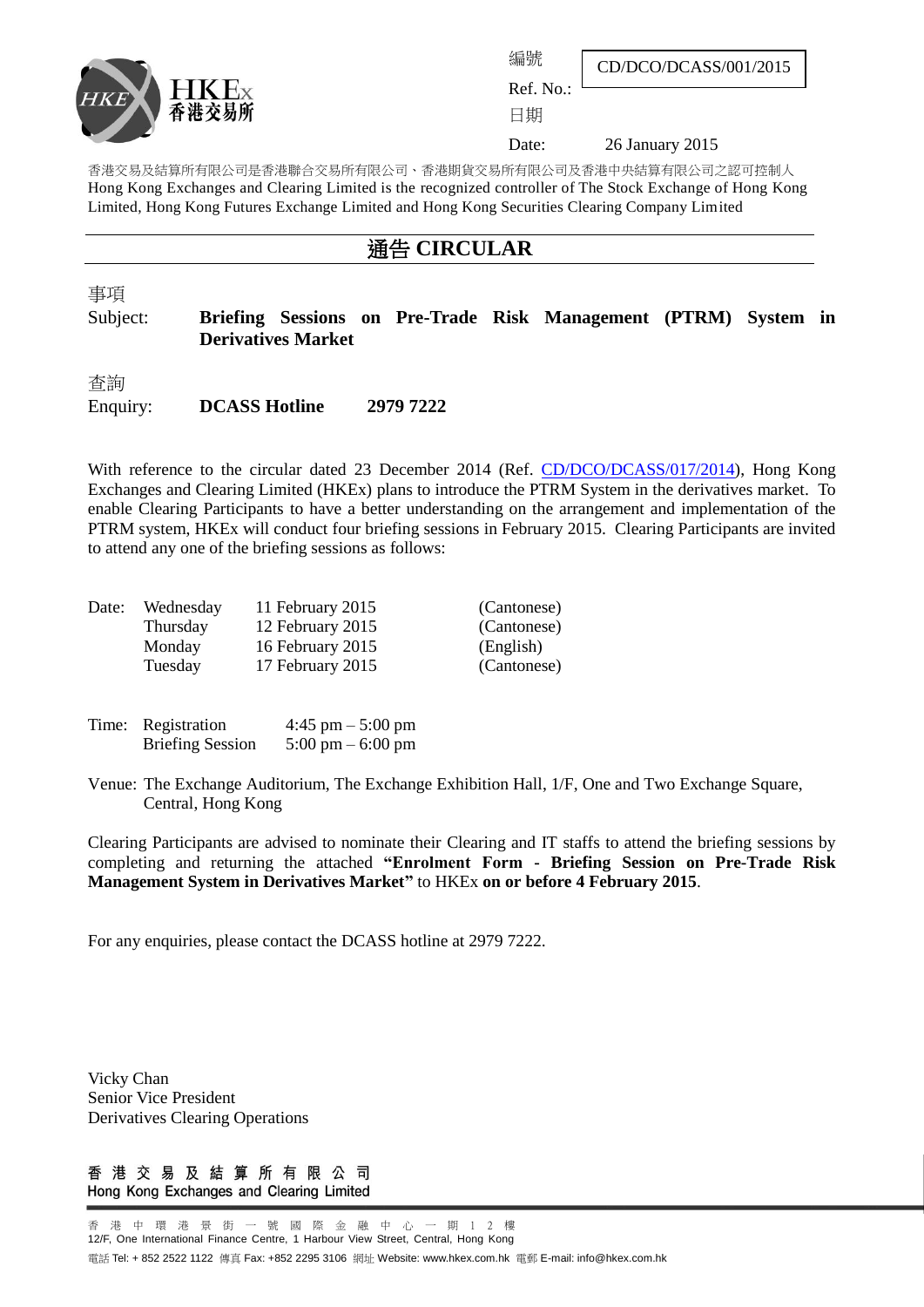HKEx 香港交易所

| 編號 Ref. No.: | CD/DCO/DCASS/001/2015 |
|---|---|
| 日期 Date: | 26 January 2015 |

香港交易及結算所有限公司是香港聯合交易所有限公司、香港期貨交易所有限公司及香港中央結算有限公司之認可控制人
Hong Kong Exchanges and Clearing Limited is the recognized controller of The Stock Exchange of Hong Kong Limited, Hong Kong Futures Exchange Limited and Hong Kong Securities Clearing Company Limited

# 通告 CIRCULAR

事項
Subject: **Briefing Sessions on Pre-Trade Risk Management (PTRM) System in Derivatives Market**

查詢
Enquiry: **DCASS Hotline 2979 7222**

With reference to the circular dated 23 December 2014 (Ref. CD/DCO/DCASS/017/2014), Hong Kong Exchanges and Clearing Limited (HKEx) plans to introduce the PTRM System in the derivatives market. To enable Clearing Participants to have a better understanding on the arrangement and implementation of the PTRM system, HKEx will conduct four briefing sessions in February 2015. Clearing Participants are invited to attend any one of the briefing sessions as follows:

| Date: | Wednesday | 11 February 2015 | (Cantonese) |
|---|---|---|---|
| | Thursday | 12 February 2015 | (Cantonese) |
| | Monday | 16 February 2015 | (English) |
| | Tuesday | 17 February 2015 | (Cantonese) |

| Time: | Registration | 4:45 pm – 5:00 pm |
|---|---|---|
| | Briefing Session | 5:00 pm – 6:00 pm |

Venue: The Exchange Auditorium, The Exchange Exhibition Hall, 1/F, One and Two Exchange Square, Central, Hong Kong

Clearing Participants are advised to nominate their Clearing and IT staffs to attend the briefing sessions by completing and returning the attached **"Enrolment Form - Briefing Session on Pre-Trade Risk Management System in Derivatives Market"** to HKEx **on or before 4 February 2015**.

For any enquiries, please contact the DCASS hotline at 2979 7222.

Vicky Chan
Senior Vice President
Derivatives Clearing Operations

香 港 交 易 及 結 算 所 有 限 公 司
Hong Kong Exchanges and Clearing Limited

香港中環港景街一號國際金融中心一期12樓
12/F, One International Finance Centre, 1 Harbour View Street, Central, Hong Kong
電話 Tel: + 852 2522 1122 傳真 Fax: +852 2295 3106 網址 Website: www.hkex.com.hk 電郵 E-mail: info@hkex.com.hk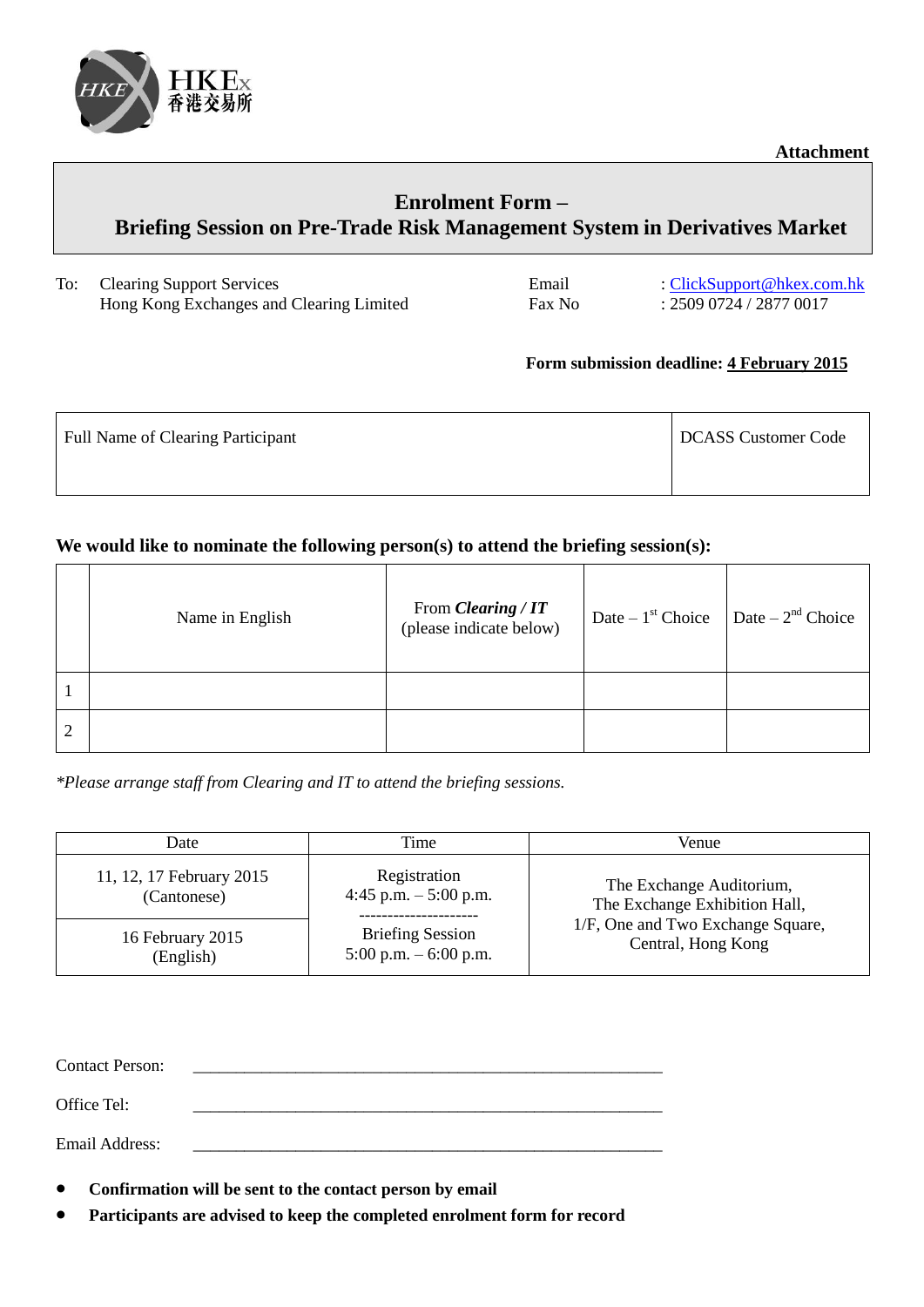**Attachment**

# Enrolment Form –
# Briefing Session on Pre-Trade Risk Management System in Derivatives Market

| | | | |
|---|---|---|---|
| To: | Clearing Support Services<br>Hong Kong Exchanges and Clearing Limited | Email<br>Fax No | : ClickSupport@hkex.com.hk<br>: 2509 0724 / 2877 0017 |

**Form submission deadline: 4 February 2015**

| Full Name of Clearing Participant | DCASS Customer Code |
|---|---|
| | |

**We would like to nominate the following person(s) to attend the briefing session(s):**

| | Name in English | From ***Clearing / IT*** (please indicate below) | Date – 1st Choice | Date – 2nd Choice |
|---|---|---|---|---|
| 1 | | | | |
| 2 | | | | |

*\*Please arrange staff from Clearing and IT to attend the briefing sessions.*

| Date | Time | Venue |
|---|---|---|
| 11, 12, 17 February 2015 (Cantonese) | Registration<br>4:45 p.m. – 5:00 p.m.<br>---------------------<br>Briefing Session<br>5:00 p.m. – 6:00 p.m. | The Exchange Auditorium,<br>The Exchange Exhibition Hall,<br>1/F, One and Two Exchange Square,<br>Central, Hong Kong |
| 16 February 2015 (English) | | |

Contact Person: ________________________________________________

Office Tel: ________________________________________________

Email Address: ________________________________________________

- **Confirmation will be sent to the contact person by email**
- **Participants are advised to keep the completed enrolment form for record**